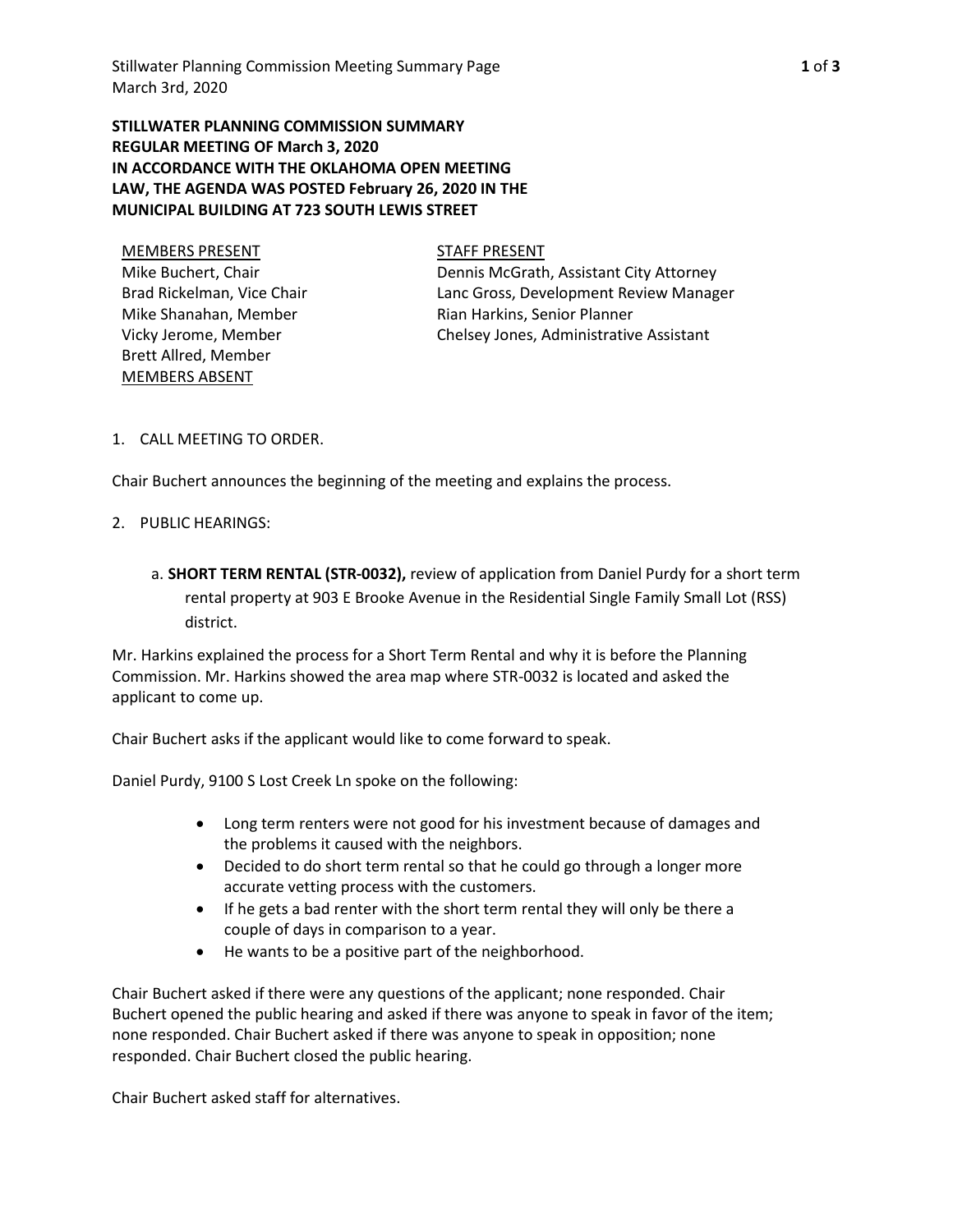**STILLWATER PLANNING COMMISSION SUMMARY**
**REGULAR MEETING OF March 3, 2020**
**IN ACCORDANCE WITH THE OKLAHOMA OPEN MEETING LAW, THE AGENDA WAS POSTED February 26, 2020 IN THE MUNICIPAL BUILDING AT 723 SOUTH LEWIS STREET**

<u>MEMBERS PRESENT</u>
Mike Buchert, Chair
Brad Rickelman, Vice Chair
Mike Shanahan, Member
Vicky Jerome, Member
Brett Allred, Member
<u>MEMBERS ABSENT</u>

<u>STAFF PRESENT</u>
Dennis McGrath, Assistant City Attorney
Lanc Gross, Development Review Manager
Rian Harkins, Senior Planner
Chelsey Jones, Administrative Assistant

1. CALL MEETING TO ORDER.

Chair Buchert announces the beginning of the meeting and explains the process.

2. PUBLIC HEARINGS:

   a. **SHORT TERM RENTAL (STR-0032),** review of application from Daniel Purdy for a short term rental property at 903 E Brooke Avenue in the Residential Single Family Small Lot (RSS) district.

Mr. Harkins explained the process for a Short Term Rental and why it is before the Planning Commission. Mr. Harkins showed the area map where STR-0032 is located and asked the applicant to come up.

Chair Buchert asks if the applicant would like to come forward to speak.

Daniel Purdy, 9100 S Lost Creek Ln spoke on the following:

- Long term renters were not good for his investment because of damages and the problems it caused with the neighbors.
- Decided to do short term rental so that he could go through a longer more accurate vetting process with the customers.
- If he gets a bad renter with the short term rental they will only be there a couple of days in comparison to a year.
- He wants to be a positive part of the neighborhood.

Chair Buchert asked if there were any questions of the applicant; none responded. Chair Buchert opened the public hearing and asked if there was anyone to speak in favor of the item; none responded. Chair Buchert asked if there was anyone to speak in opposition; none responded. Chair Buchert closed the public hearing.

Chair Buchert asked staff for alternatives.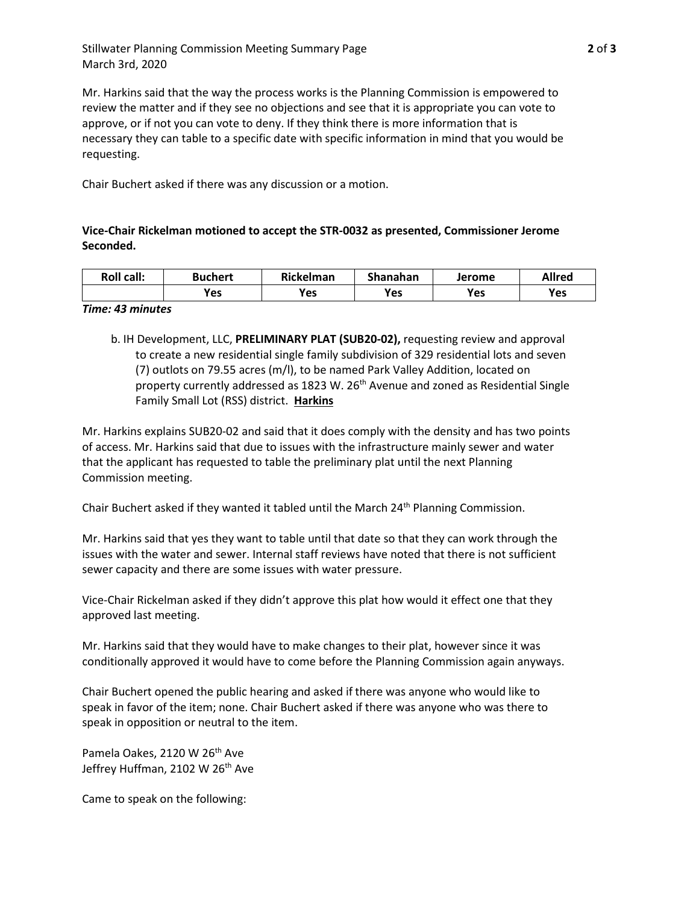Mr. Harkins said that the way the process works is the Planning Commission is empowered to review the matter and if they see no objections and see that it is appropriate you can vote to approve, or if not you can vote to deny. If they think there is more information that is necessary they can table to a specific date with specific information in mind that you would be requesting.

Chair Buchert asked if there was any discussion or a motion.

**Vice-Chair Rickelman motioned to accept the STR-0032 as presented, Commissioner Jerome Seconded.**

| Roll call: | Buchert | Rickelman | Shanahan | Jerome | Allred |
|---|---|---|---|---|---|
| | Yes | Yes | Yes | Yes | Yes |

***Time: 43 minutes***

b. IH Development, LLC, **PRELIMINARY PLAT (SUB20-02),** requesting review and approval to create a new residential single family subdivision of 329 residential lots and seven (7) outlots on 79.55 acres (m/l), to be named Park Valley Addition, located on property currently addressed as 1823 W. 26th Avenue and zoned as Residential Single Family Small Lot (RSS) district. **Harkins**

Mr. Harkins explains SUB20-02 and said that it does comply with the density and has two points of access. Mr. Harkins said that due to issues with the infrastructure mainly sewer and water that the applicant has requested to table the preliminary plat until the next Planning Commission meeting.

Chair Buchert asked if they wanted it tabled until the March 24th Planning Commission.

Mr. Harkins said that yes they want to table until that date so that they can work through the issues with the water and sewer. Internal staff reviews have noted that there is not sufficient sewer capacity and there are some issues with water pressure.

Vice-Chair Rickelman asked if they didn't approve this plat how would it effect one that they approved last meeting.

Mr. Harkins said that they would have to make changes to their plat, however since it was conditionally approved it would have to come before the Planning Commission again anyways.

Chair Buchert opened the public hearing and asked if there was anyone who would like to speak in favor of the item; none. Chair Buchert asked if there was anyone who was there to speak in opposition or neutral to the item.

Pamela Oakes, 2120 W 26th Ave
Jeffrey Huffman, 2102 W 26th Ave

Came to speak on the following: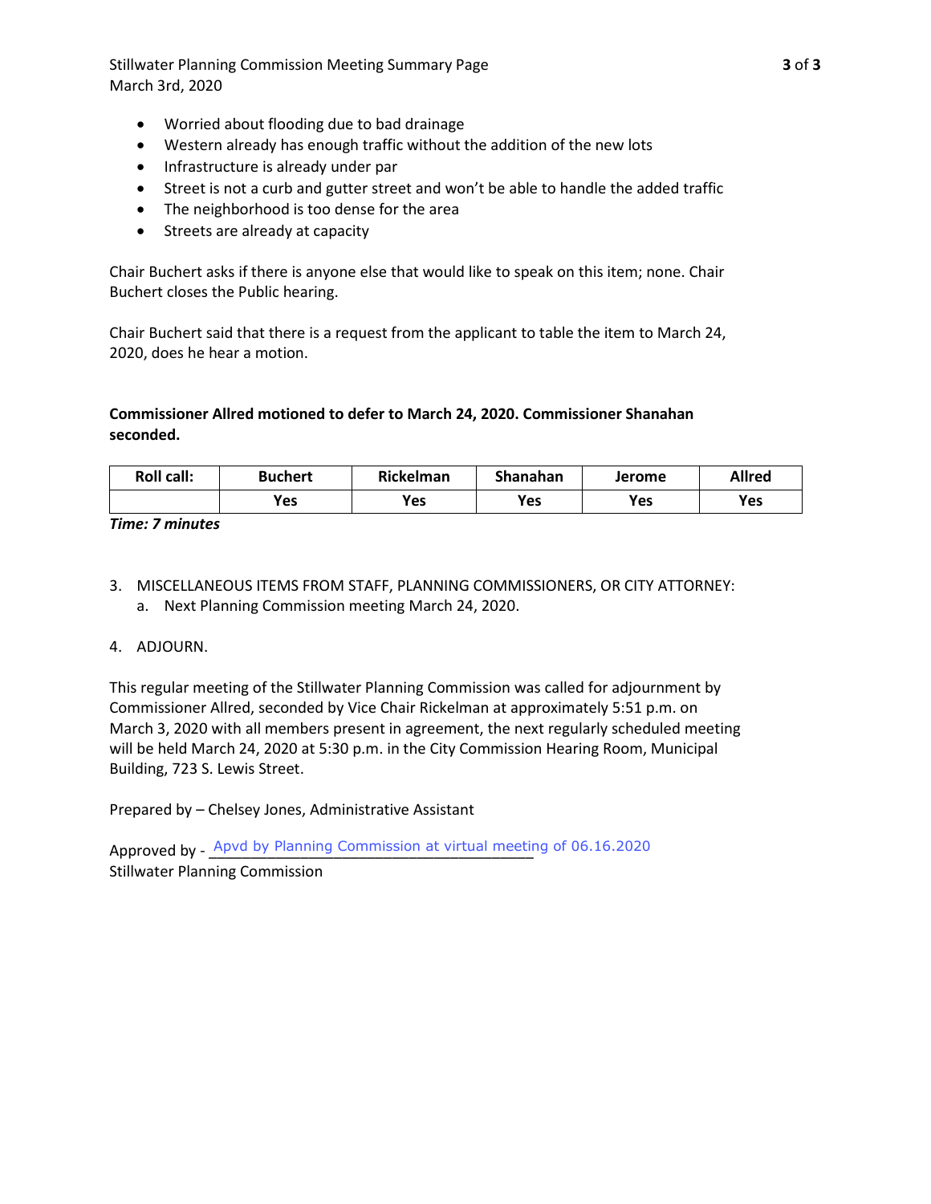- Worried about flooding due to bad drainage
- Western already has enough traffic without the addition of the new lots
- Infrastructure is already under par
- Street is not a curb and gutter street and won't be able to handle the added traffic
- The neighborhood is too dense for the area
- Streets are already at capacity

Chair Buchert asks if there is anyone else that would like to speak on this item; none. Chair Buchert closes the Public hearing.

Chair Buchert said that there is a request from the applicant to table the item to March 24, 2020, does he hear a motion.

**Commissioner Allred motioned to defer to March 24, 2020. Commissioner Shanahan seconded.**

| Roll call: | Buchert | Rickelman | Shanahan | Jerome | Allred |
|---|---|---|---|---|---|
| | Yes | Yes | Yes | Yes | Yes |

***Time: 7 minutes***

3. MISCELLANEOUS ITEMS FROM STAFF, PLANNING COMMISSIONERS, OR CITY ATTORNEY:
   a. Next Planning Commission meeting March 24, 2020.

4. ADJOURN.

This regular meeting of the Stillwater Planning Commission was called for adjournment by Commissioner Allred, seconded by Vice Chair Rickelman at approximately 5:51 p.m. on March 3, 2020 with all members present in agreement, the next regularly scheduled meeting will be held March 24, 2020 at 5:30 p.m. in the City Commission Hearing Room, Municipal Building, 723 S. Lewis Street.

Prepared by – Chelsey Jones, Administrative Assistant

Approved by - Apvd by Planning Commission at virtual meeting of 06.16.2020
Stillwater Planning Commission